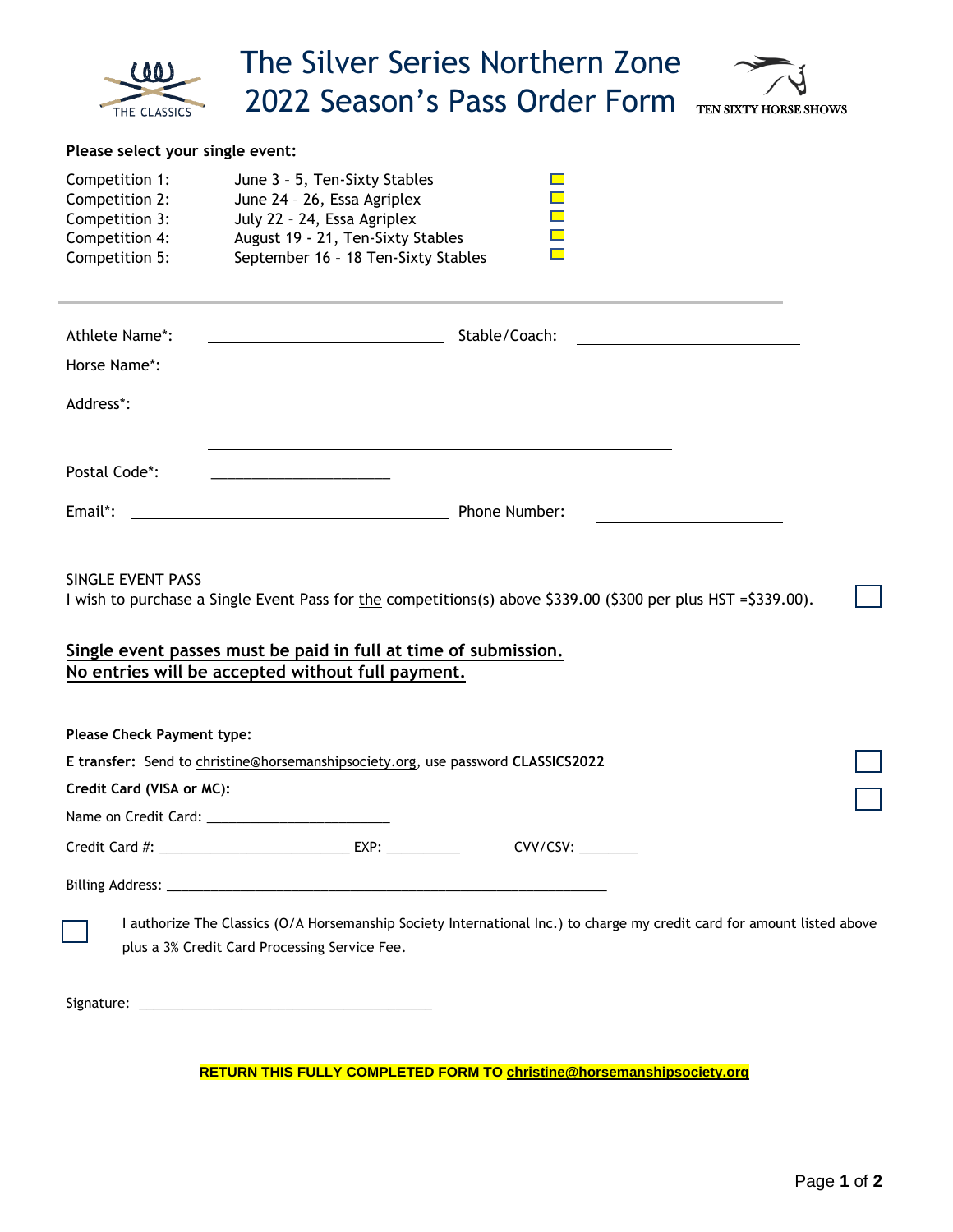THE CLASSICS

# The Silver Series Northern Zone 2022 Season's Pass Order Form

TEN SIXTY HORSE SHOWS

**Please select your single event:**

| | | |
|---|---|---|
| Competition 1: | June 3 – 5, Ten-Sixty Stables | ☐ |
| Competition 2: | June 24 – 26, Essa Agriplex | ☐ |
| Competition 3: | July 22 – 24, Essa Agriplex | ☐ |
| Competition 4: | August 19 - 21, Ten-Sixty Stables | ☐ |
| Competition 5: | September 16 – 18 Ten-Sixty Stables | ☐ |

---

Athlete Name*: ____________________ Stable/Coach: ____________________

Horse Name*: ________________________________________

Address*: ________________________________________

________________________________________

Postal Code*: ____________________

Email*: ____________________ Phone Number: ____________________

SINGLE EVENT PASS
I wish to purchase a Single Event Pass for <u>the</u> competitions(s) above $339.00 ($300 per plus HST =$339.00). ☐

**<u>Single event passes must be paid in full at time of submission.</u>**
**<u>No entries will be accepted without full payment.</u>**

**<u>Please Check Payment type:</u>**

**E transfer:** Send to <u>christine@horsemanshipsociety.org</u>, use password **CLASSICS2022** ☐

**Credit Card (VISA or MC):** ☐

Name on Credit Card: ________________________

Credit Card #: ________________________ EXP: __________ CVV/CSV: ________

Billing Address: ____________________________________________________________

☐ I authorize The Classics (O/A Horsemanship Society International Inc.) to charge my credit card for amount listed above plus a 3% Credit Card Processing Service Fee.

Signature: ________________________________________

**RETURN THIS FULLY COMPLETED FORM TO <u>christine@horsemanshipsociety.org</u>**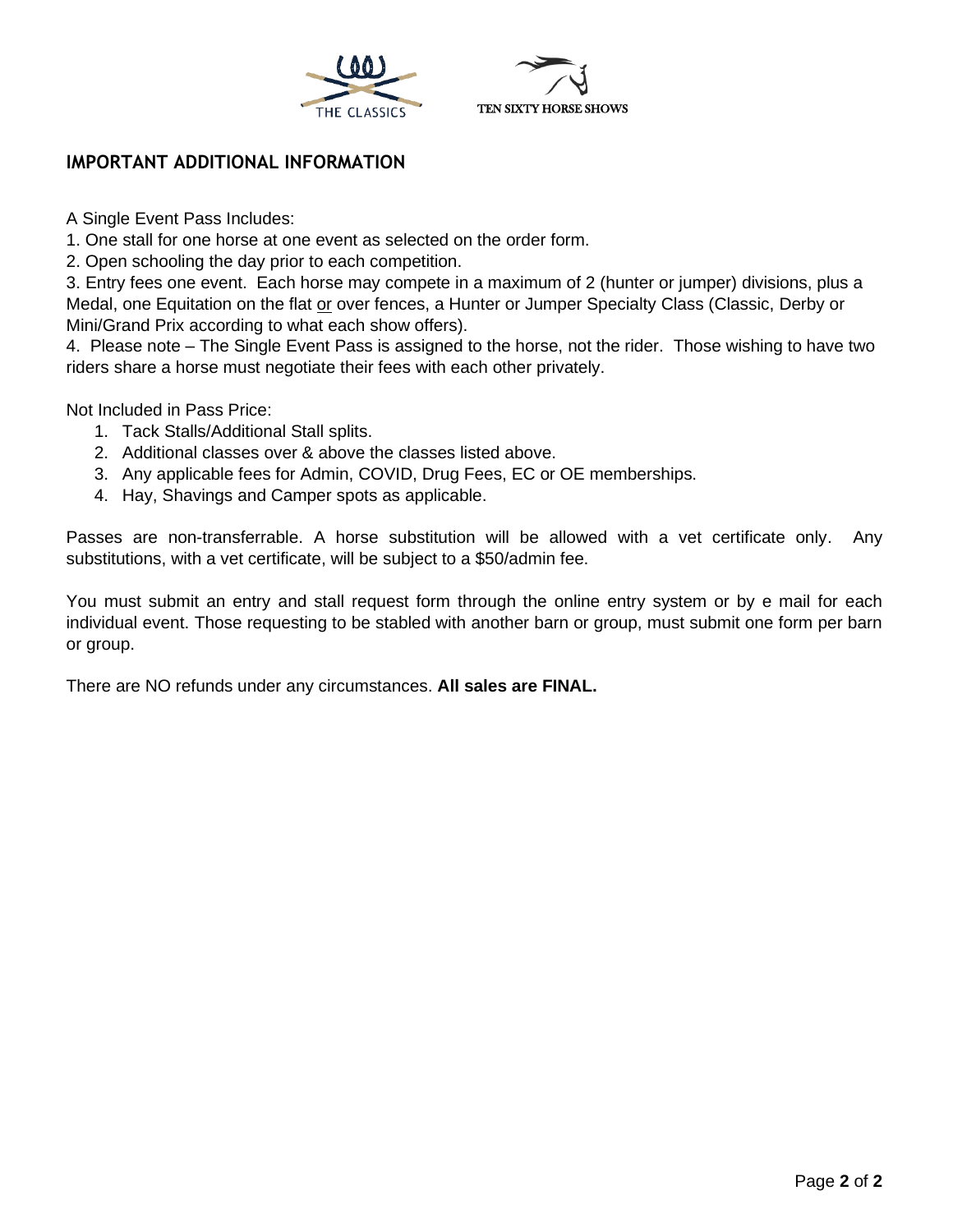## IMPORTANT ADDITIONAL INFORMATION

A Single Event Pass Includes:

1. One stall for one horse at one event as selected on the order form.
2. Open schooling the day prior to each competition.
3. Entry fees one event. Each horse may compete in a maximum of 2 (hunter or jumper) divisions, plus a Medal, one Equitation on the flat <u>or</u> over fences, a Hunter or Jumper Specialty Class (Classic, Derby or Mini/Grand Prix according to what each show offers).
4. Please note – The Single Event Pass is assigned to the horse, not the rider. Those wishing to have two riders share a horse must negotiate their fees with each other privately.

Not Included in Pass Price:

1. Tack Stalls/Additional Stall splits.
2. Additional classes over & above the classes listed above.
3. Any applicable fees for Admin, COVID, Drug Fees, EC or OE memberships.
4. Hay, Shavings and Camper spots as applicable.

Passes are non-transferrable. A horse substitution will be allowed with a vet certificate only. Any substitutions, with a vet certificate, will be subject to a $50/admin fee.

You must submit an entry and stall request form through the online entry system or by e mail for each individual event. Those requesting to be stabled with another barn or group, must submit one form per barn or group.

There are NO refunds under any circumstances. **All sales are FINAL.**